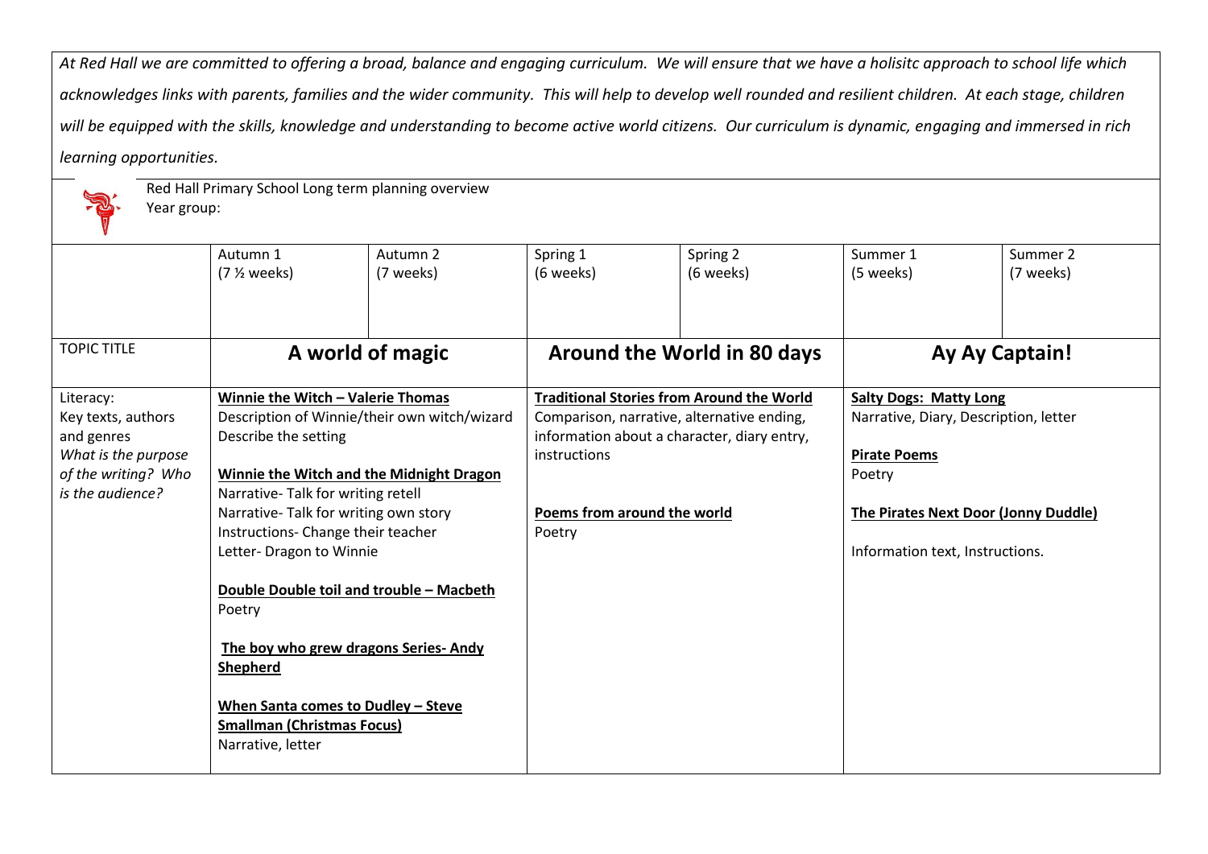*At Red Hall we are committed to offering a broad, balance and engaging curriculum. We will ensure that we have a holisitc approach to school life which acknowledges links with parents, families and the wider community. This will help to develop well rounded and resilient children. At each stage, children will be equipped with the skills, knowledge and understanding to become active world citizens. Our curriculum is dynamic, engaging and immersed in rich learning opportunities.*

Red Hall Primary School Long term planning overview
Year group:

| | Autumn 1 (7 ½ weeks) | Autumn 2 (7 weeks) | Spring 1 (6 weeks) | Spring 2 (6 weeks) | Summer 1 (5 weeks) | Summer 2 (7 weeks) |
|---|---|---|---|---|---|---|
| TOPIC TITLE | **A world of magic** | | **Around the World in 80 days** | | **Ay Ay Captain!** | |
| Literacy: Key texts, authors and genres *What is the purpose of the writing? Who is the audience?* | **Winnie the Witch – Valerie Thomas**<br>Description of Winnie/their own witch/wizard<br>Describe the setting<br><br>**Winnie the Witch and the Midnight Dragon**<br>Narrative- Talk for writing retell<br>Narrative- Talk for writing own story<br>Instructions- Change their teacher<br>Letter- Dragon to Winnie<br><br>**Double Double toil and trouble – Macbeth**<br>Poetry<br><br>**The boy who grew dragons Series- Andy Shepherd**<br><br>**When Santa comes to Dudley – Steve Smallman (Christmas Focus)**<br>Narrative, letter | | **Traditional Stories from Around the World**<br>Comparison, narrative, alternative ending, information about a character, diary entry, instructions<br><br>**Poems from around the world**<br>Poetry | | **Salty Dogs: Matty Long**<br>Narrative, Diary, Description, letter<br><br>**Pirate Poems**<br>Poetry<br><br>**The Pirates Next Door (Jonny Duddle)**<br><br>Information text, Instructions. | |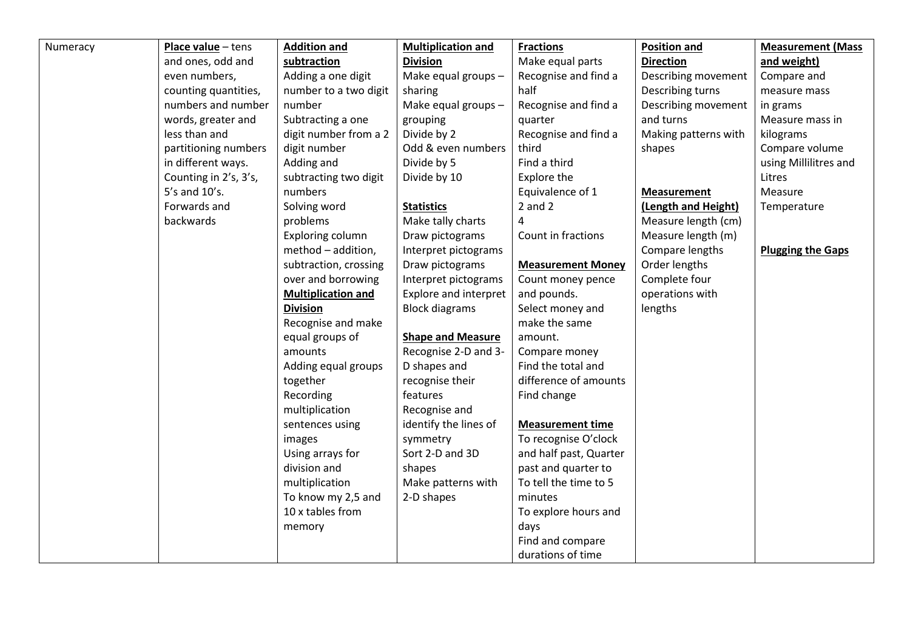| Numeracy | **Place value** – tens and ones, odd and even numbers, counting quantities, numbers and number words, greater and less than and partitioning numbers in different ways.<br>Counting in 2's, 3's, 5's and 10's.<br>Forwards and backwards | **Addition and subtraction**<br>Adding a one digit number to a two digit number<br>Subtracting a one digit number from a 2 digit number<br>Adding and subtracting two digit numbers<br>Solving word problems<br>Exploring column method – addition, subtraction, crossing over and borrowing<br>**Multiplication and Division**<br>Recognise and make equal groups of amounts<br>Adding equal groups together<br>Recording multiplication sentences using images<br>Using arrays for division and multiplication<br>To know my 2,5 and 10 x tables from memory | **Multiplication and Division**<br>Make equal groups – sharing<br>Make equal groups – grouping<br>Divide by 2<br>Odd & even numbers<br>Divide by 5<br>Divide by 10<br><br>**Statistics**<br>Make tally charts<br>Draw pictograms<br>Interpret pictograms<br>Draw pictograms<br>Interpret pictograms<br>Explore and interpret Block diagrams<br><br>**Shape and Measure**<br>Recognise 2-D and 3-D shapes and recognise their features<br>Recognise and identify the lines of symmetry<br>Sort 2-D and 3D shapes<br>Make patterns with 2-D shapes | **Fractions**<br>Make equal parts<br>Recognise and find a half<br>Recognise and find a quarter<br>Recognise and find a third<br>Find a third<br>Explore the Equivalence of 1<br>2 and 2<br>4<br>Count in fractions<br><br>**Measurement Money**<br>Count money pence and pounds.<br>Select money and make the same amount.<br>Compare money<br>Find the total and difference of amounts<br>Find change<br><br>**Measurement time**<br>To recognise O'clock and half past, Quarter past and quarter to<br>To tell the time to 5 minutes<br>To explore hours and days<br>Find and compare durations of time | **Position and Direction**<br>Describing movement<br>Describing turns<br>Describing movement and turns<br>Making patterns with shapes<br><br>**Measurement (Length and Height)**<br>Measure length (cm)<br>Measure length (m)<br>Compare lengths<br>Order lengths<br>Complete four operations with lengths | **Measurement (Mass and weight)**<br>Compare and measure mass in grams<br>Measure mass in kilograms<br>Compare volume using Millilitres and Litres<br>Measure Temperature<br><br>**Plugging the Gaps** |
|---|---|---|---|---|---|---|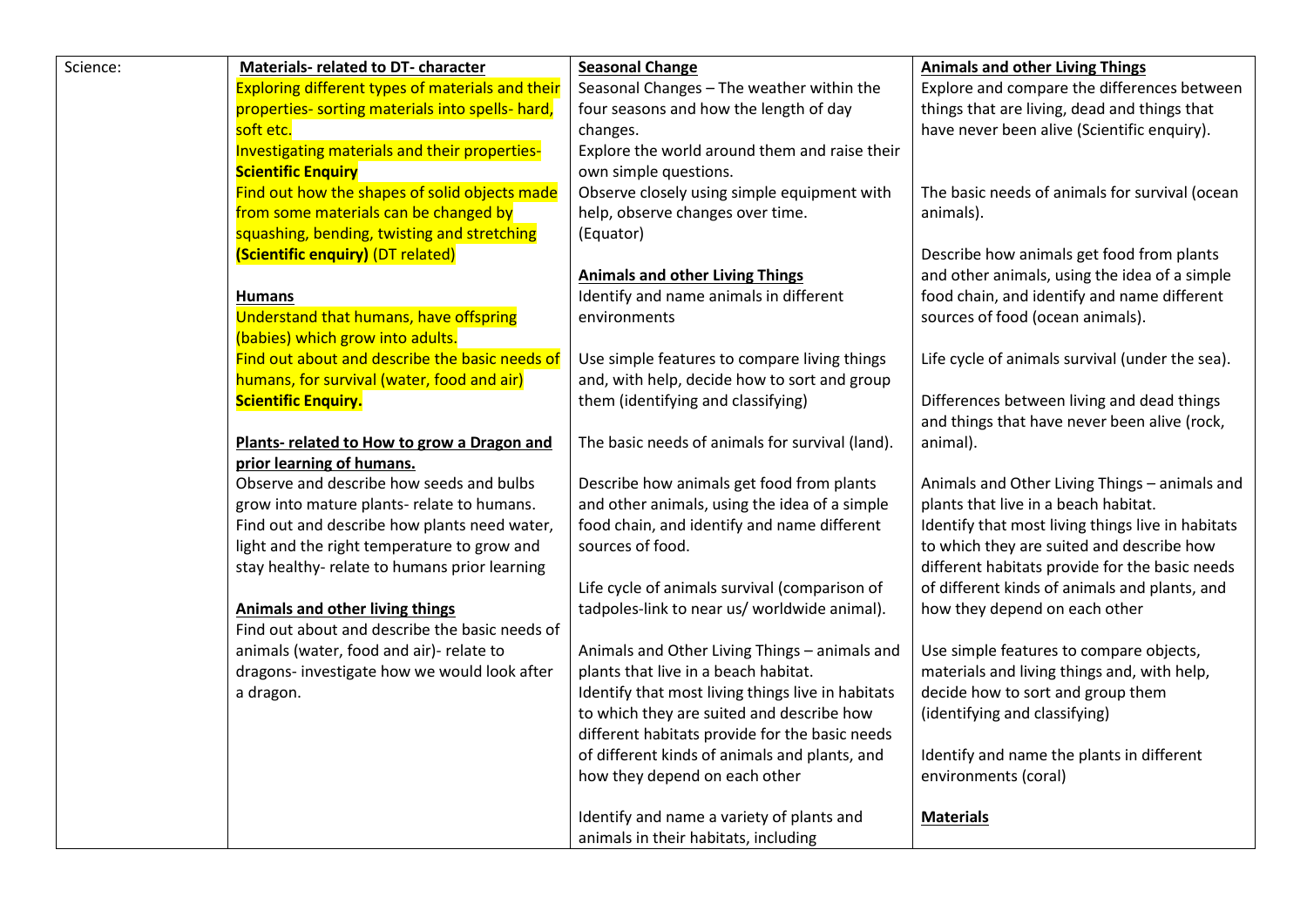| Science: | **Materials- related to DT- character**<br>Exploring different types of materials and their properties- sorting materials into spells- hard, soft etc.<br>Investigating materials and their properties- **Scientific Enquiry**<br>Find out how the shapes of solid objects made from some materials can be changed by squashing, bending, twisting and stretching **(Scientific enquiry)** (DT related)<br><br>**Humans**<br>Understand that humans, have offspring (babies) which grow into adults.<br>Find out about and describe the basic needs of humans, for survival (water, food and air) **Scientific Enquiry.**<br><br>**Plants- related to How to grow a Dragon and prior learning of humans.**<br>Observe and describe how seeds and bulbs grow into mature plants- relate to humans.<br>Find out and describe how plants need water, light and the right temperature to grow and stay healthy- relate to humans prior learning<br><br>**Animals and other living things**<br>Find out about and describe the basic needs of animals (water, food and air)- relate to dragons- investigate how we would look after a dragon. | **Seasonal Change**<br>Seasonal Changes – The weather within the four seasons and how the length of day changes.<br>Explore the world around them and raise their own simple questions.<br>Observe closely using simple equipment with help, observe changes over time.<br>(Equator)<br><br>**Animals and other Living Things**<br>Identify and name animals in different environments<br><br>Use simple features to compare living things and, with help, decide how to sort and group them (identifying and classifying)<br><br>The basic needs of animals for survival (land).<br><br>Describe how animals get food from plants and other animals, using the idea of a simple food chain, and identify and name different sources of food.<br><br>Life cycle of animals survival (comparison of tadpoles-link to near us/ worldwide animal).<br><br>Animals and Other Living Things – animals and plants that live in a beach habitat.<br>Identify that most living things live in habitats to which they are suited and describe how different habitats provide for the basic needs of different kinds of animals and plants, and how they depend on each other<br><br>Identify and name a variety of plants and animals in their habitats, including | **Animals and other Living Things**<br>Explore and compare the differences between things that are living, dead and things that have never been alive (Scientific enquiry).<br><br>The basic needs of animals for survival (ocean animals).<br><br>Describe how animals get food from plants and other animals, using the idea of a simple food chain, and identify and name different sources of food (ocean animals).<br><br>Life cycle of animals survival (under the sea).<br><br>Differences between living and dead things and things that have never been alive (rock, animal).<br><br>Animals and Other Living Things – animals and plants that live in a beach habitat.<br>Identify that most living things live in habitats to which they are suited and describe how different habitats provide for the basic needs of different kinds of animals and plants, and how they depend on each other<br><br>Use simple features to compare objects, materials and living things and, with help, decide how to sort and group them (identifying and classifying)<br><br>Identify and name the plants in different environments (coral)<br><br>**Materials** |
|---|---|---|---|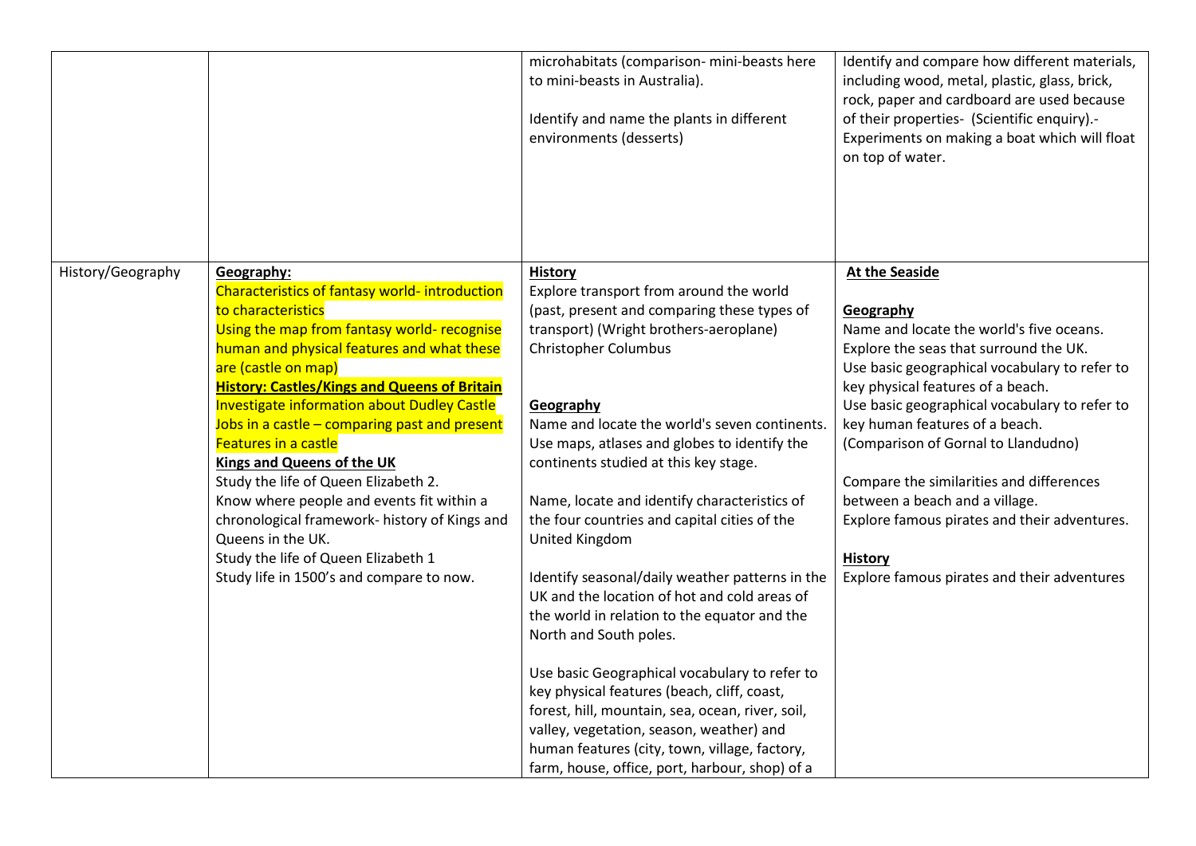| | | | |
|---|---|---|---|
| | | microhabitats (comparison- mini-beasts here to mini-beasts in Australia).<br><br>Identify and name the plants in different environments (desserts) | Identify and compare how different materials, including wood, metal, plastic, glass, brick, rock, paper and cardboard are used because of their properties- (Scientific enquiry).- Experiments on making a boat which will float on top of water. |
| History/Geography | **Geography:**<br>Characteristics of fantasy world- introduction to characteristics<br>Using the map from fantasy world- recognise human and physical features and what these are (castle on map)<br>**History: Castles/Kings and Queens of Britain**<br>Investigate information about Dudley Castle<br>Jobs in a castle – comparing past and present<br>Features in a castle<br>**Kings and Queens of the UK**<br>Study the life of Queen Elizabeth 2.<br>Know where people and events fit within a chronological framework- history of Kings and Queens in the UK.<br>Study the life of Queen Elizabeth 1<br>Study life in 1500's and compare to now. | **History**<br>Explore transport from around the world (past, present and comparing these types of transport) (Wright brothers-aeroplane) Christopher Columbus<br><br>**Geography**<br>Name and locate the world's seven continents.<br>Use maps, atlases and globes to identify the continents studied at this key stage.<br><br>Name, locate and identify characteristics of the four countries and capital cities of the United Kingdom<br><br>Identify seasonal/daily weather patterns in the UK and the location of hot and cold areas of the world in relation to the equator and the North and South poles.<br><br>Use basic Geographical vocabulary to refer to key physical features (beach, cliff, coast, forest, hill, mountain, sea, ocean, river, soil, valley, vegetation, season, weather) and human features (city, town, village, factory, farm, house, office, port, harbour, shop) of a | **At the Seaside**<br><br>**Geography**<br>Name and locate the world's five oceans.<br>Explore the seas that surround the UK.<br>Use basic geographical vocabulary to refer to key physical features of a beach.<br>Use basic geographical vocabulary to refer to key human features of a beach.<br>(Comparison of Gornal to Llandudno)<br><br>Compare the similarities and differences between a beach and a village.<br>Explore famous pirates and their adventures.<br><br>**History**<br>Explore famous pirates and their adventures |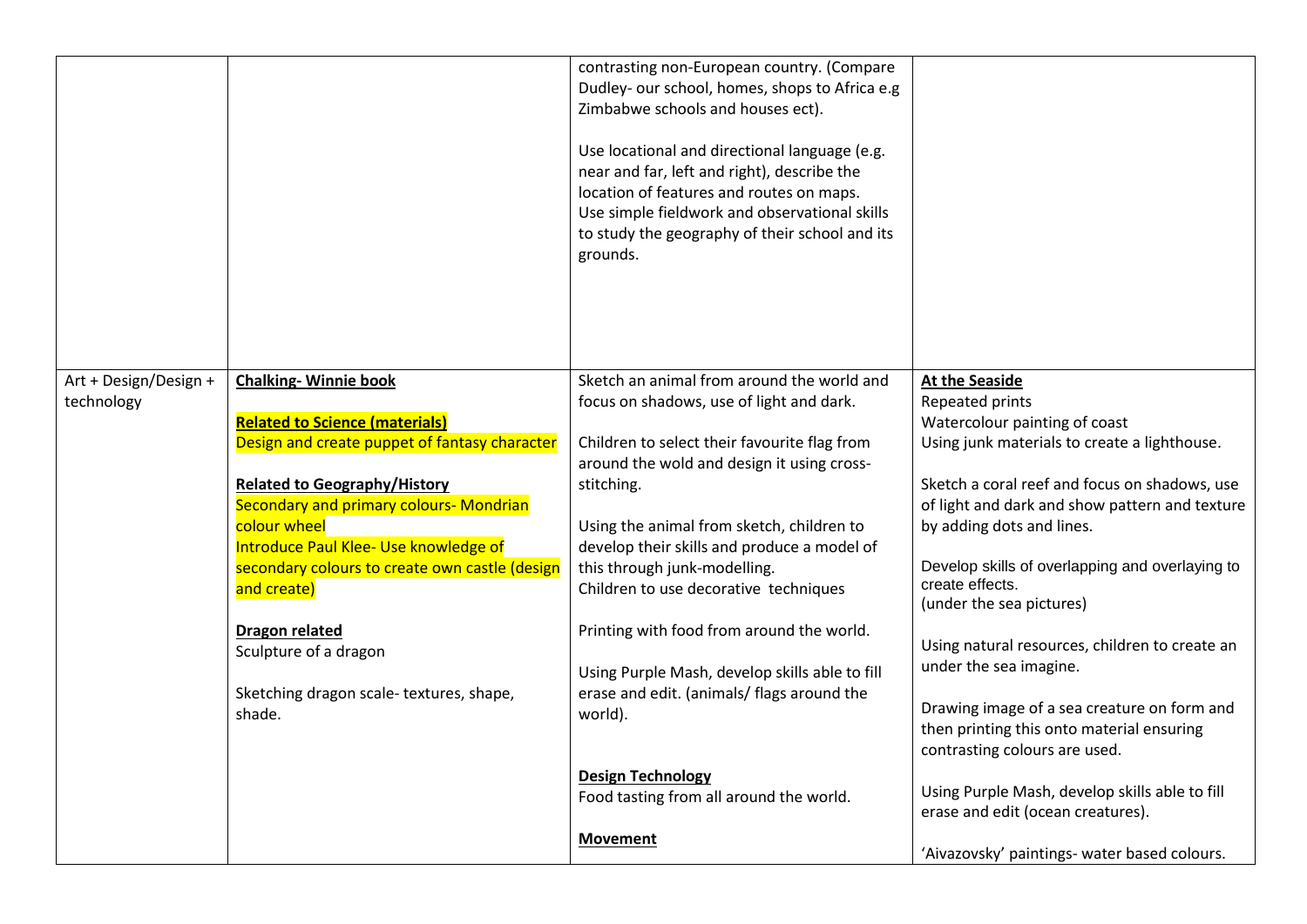| | | | |
|---|---|---|---|
| | | contrasting non-European country. (Compare Dudley- our school, homes, shops to Africa e.g Zimbabwe schools and houses ect).<br><br>Use locational and directional language (e.g. near and far, left and right), describe the location of features and routes on maps.<br>Use simple fieldwork and observational skills to study the geography of their school and its grounds. | |
| Art + Design/Design + technology | **Chalking- Winnie book**<br><br>**Related to Science (materials)**<br>Design and create puppet of fantasy character<br><br>**Related to Geography/History**<br>Secondary and primary colours- Mondrian colour wheel<br>Introduce Paul Klee- Use knowledge of secondary colours to create own castle (design and create)<br><br>**Dragon related**<br>Sculpture of a dragon<br><br>Sketching dragon scale- textures, shape, shade. | Sketch an animal from around the world and focus on shadows, use of light and dark.<br><br>Children to select their favourite flag from around the wold and design it using cross-stitching.<br><br>Using the animal from sketch, children to develop their skills and produce a model of this through junk-modelling.<br>Children to use decorative techniques<br><br>Printing with food from around the world.<br><br>Using Purple Mash, develop skills able to fill erase and edit. (animals/ flags around the world).<br><br>**Design Technology**<br>Food tasting from all around the world.<br><br>**Movement** | **At the Seaside**<br>Repeated prints<br>Watercolour painting of coast<br>Using junk materials to create a lighthouse.<br><br>Sketch a coral reef and focus on shadows, use of light and dark and show pattern and texture by adding dots and lines.<br><br>Develop skills of overlapping and overlaying to create effects.<br>(under the sea pictures)<br><br>Using natural resources, children to create an under the sea imagine.<br><br>Drawing image of a sea creature on form and then printing this onto material ensuring contrasting colours are used.<br><br>Using Purple Mash, develop skills able to fill erase and edit (ocean creatures).<br><br>'Aivazovsky' paintings- water based colours. |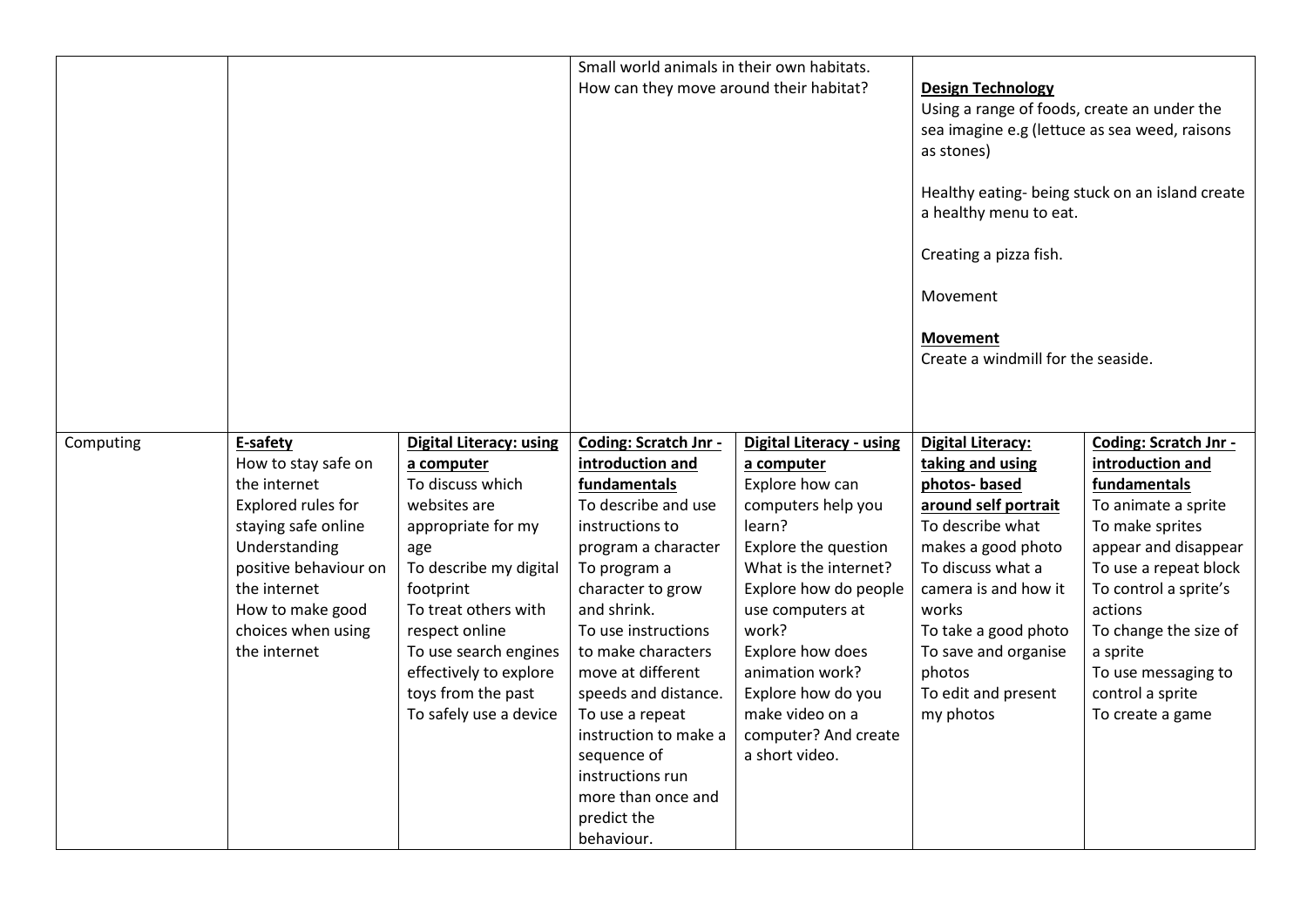| | | | | | | |
|---|---|---|---|---|---|---|
| | | | Small world animals in their own habitats.<br>How can they move around their habitat? | | **Design Technology**<br>Using a range of foods, create an under the sea imagine e.g (lettuce as sea weed, raisons as stones)<br><br>Healthy eating- being stuck on an island create a healthy menu to eat.<br><br>Creating a pizza fish.<br><br>Movement<br><br>**Movement**<br>Create a windmill for the seaside. | |
| Computing | **E-safety**<br>How to stay safe on the internet<br>Explored rules for staying safe online<br>Understanding positive behaviour on the internet<br>How to make good choices when using the internet | **Digital Literacy: using a computer**<br>To discuss which websites are appropriate for my age<br>To describe my digital footprint<br>To treat others with respect online<br>To use search engines effectively to explore toys from the past<br>To safely use a device | **Coding: Scratch Jnr - introduction and fundamentals**<br>To describe and use instructions to program a character<br>To program a character to grow and shrink.<br>To use instructions to make characters move at different speeds and distance.<br>To use a repeat instruction to make a sequence of instructions run more than once and predict the behaviour. | **Digital Literacy - using a computer**<br>Explore how can computers help you learn?<br>Explore the question What is the internet?<br>Explore how do people use computers at work?<br>Explore how does animation work?<br>Explore how do you make video on a computer? And create a short video. | **Digital Literacy: taking and using photos- based around self portrait**<br>To describe what makes a good photo<br>To discuss what a camera is and how it works<br>To take a good photo<br>To save and organise photos<br>To edit and present my photos | **Coding: Scratch Jnr - introduction and fundamentals**<br>To animate a sprite<br>To make sprites appear and disappear<br>To use a repeat block<br>To control a sprite's actions<br>To change the size of a sprite<br>To use messaging to control a sprite<br>To create a game |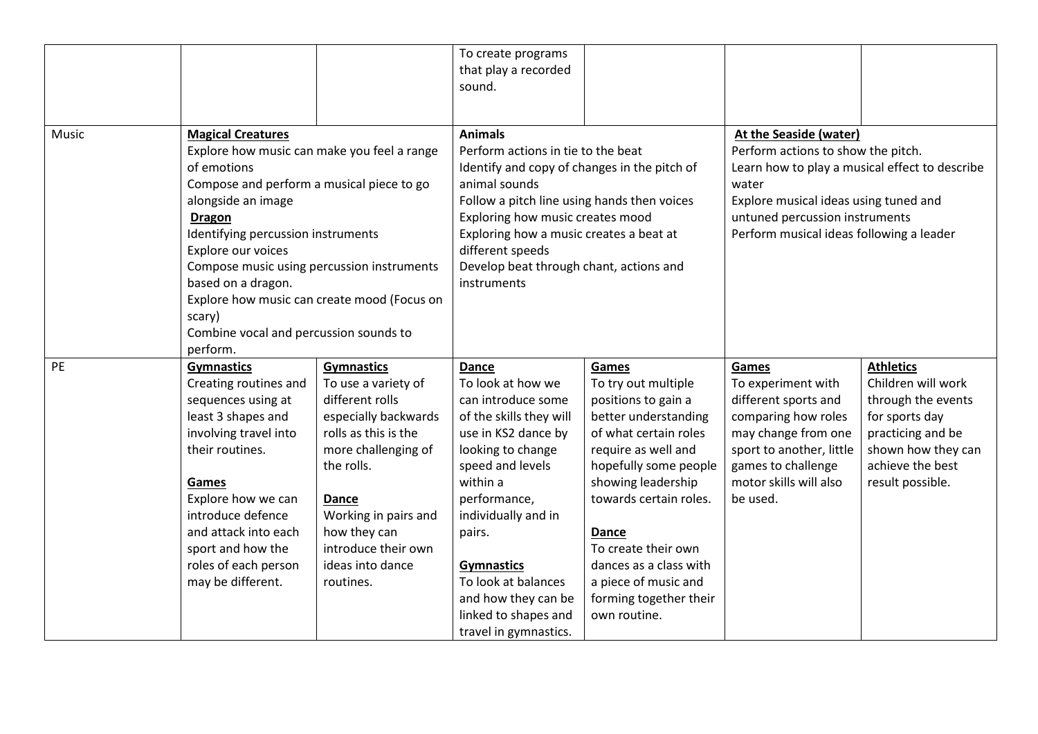| | | | | | | |
|---|---|---|---|---|---|---|
| | | | To create programs that play a recorded sound. | | | |
| Music | **Magical Creatures**<br>Explore how music can make you feel a range of emotions<br>Compose and perform a musical piece to go alongside an image<br>**Dragon**<br>Identifying percussion instruments<br>Explore our voices<br>Compose music using percussion instruments based on a dragon.<br>Explore how music can create mood (Focus on scary)<br>Combine vocal and percussion sounds to perform. | | **Animals**<br>Perform actions in tie to the beat<br>Identify and copy of changes in the pitch of animal sounds<br>Follow a pitch line using hands then voices<br>Exploring how music creates mood<br>Exploring how a music creates a beat at different speeds<br>Develop beat through chant, actions and instruments | | **At the Seaside (water)**<br>Perform actions to show the pitch.<br>Learn how to play a musical effect to describe water<br>Explore musical ideas using tuned and untuned percussion instruments<br>Perform musical ideas following a leader | |
| PE | **Gymnastics**<br>Creating routines and sequences using at least 3 shapes and involving travel into their routines.<br><br>**Games**<br>Explore how we can introduce defence and attack into each sport and how the roles of each person may be different. | **Gymnastics**<br>To use a variety of different rolls especially backwards rolls as this is the more challenging of the rolls.<br><br>**Dance**<br>Working in pairs and how they can introduce their own ideas into dance routines. | **Dance**<br>To look at how we can introduce some of the skills they will use in KS2 dance by looking to change speed and levels within a performance, individually and in pairs.<br><br>**Gymnastics**<br>To look at balances and how they can be linked to shapes and travel in gymnastics. | **Games**<br>To try out multiple positions to gain a better understanding of what certain roles require as well and hopefully some people showing leadership towards certain roles.<br><br>**Dance**<br>To create their own dances as a class with a piece of music and forming together their own routine. | **Games**<br>To experiment with different sports and comparing how roles may change from one sport to another, little games to challenge motor skills will also be used. | **Athletics**<br>Children will work through the events for sports day practicing and be shown how they can achieve the best result possible. |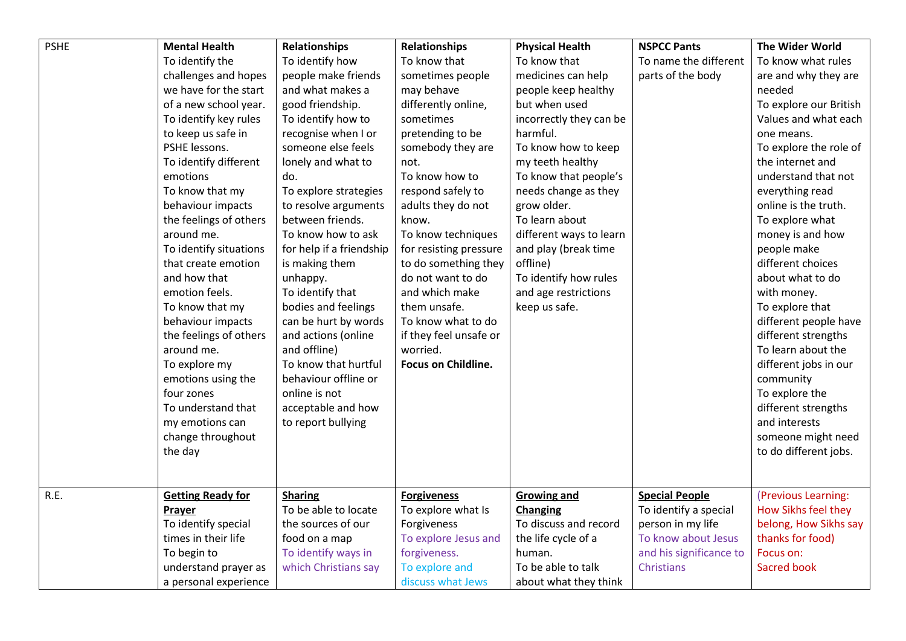| PSHE | **Mental Health**<br>To identify the challenges and hopes we have for the start of a new school year.<br>To identify key rules to keep us safe in PSHE lessons.<br>To identify different emotions<br>To know that my behaviour impacts the feelings of others around me.<br>To identify situations that create emotion and how that emotion feels.<br>To know that my behaviour impacts the feelings of others around me.<br>To explore my emotions using the four zones<br>To understand that my emotions can change throughout the day | **Relationships**<br>To identify how people make friends and what makes a good friendship.<br>To identify how to recognise when I or someone else feels lonely and what to do.<br>To explore strategies to resolve arguments between friends.<br>To know how to ask for help if a friendship is making them unhappy.<br>To identify that bodies and feelings can be hurt by words and actions (online and offline)<br>To know that hurtful behaviour offline or online is not acceptable and how to report bullying | **Relationships**<br>To know that sometimes people may behave differently online, sometimes pretending to be somebody they are not.<br>To know how to respond safely to adults they do not know.<br>To know techniques for resisting pressure to do something they do not want to do and which make them unsafe.<br>To know what to do if they feel unsafe or worried.<br>**Focus on Childline.** | **Physical Health**<br>To know that medicines can help people keep healthy but when used incorrectly they can be harmful.<br>To know how to keep my teeth healthy<br>To know that people's needs change as they grow older.<br>To learn about different ways to learn and play (break time offline)<br>To identify how rules and age restrictions keep us safe. | **NSPCC Pants**<br>To name the different parts of the body | **The Wider World**<br>To know what rules are and why they are needed<br>To explore our British Values and what each one means.<br>To explore the role of the internet and understand that not everything read online is the truth.<br>To explore what money is and how people make different choices about what to do with money.<br>To explore that different people have different strengths<br>To learn about the different jobs in our community<br>To explore the different strengths and interests someone might need to do different jobs. |
|---|---|---|---|---|---|---|
| R.E. | **Getting Ready for Prayer**<br>To identify special times in their life<br>To begin to understand prayer as a personal experience | **Sharing**<br>To be able to locate the sources of our food on a map<br>To identify ways in which Christians say | **Forgiveness**<br>To explore what Is Forgiveness<br>To explore Jesus and forgiveness.<br>To explore and discuss what Jews | **Growing and Changing**<br>To discuss and record the life cycle of a human.<br>To be able to talk about what they think | **Special People**<br>To identify a special person in my life<br>To know about Jesus and his significance to Christians | (Previous Learning: How Sikhs feel they belong, How Sikhs say thanks for food)<br>Focus on:<br>Sacred book |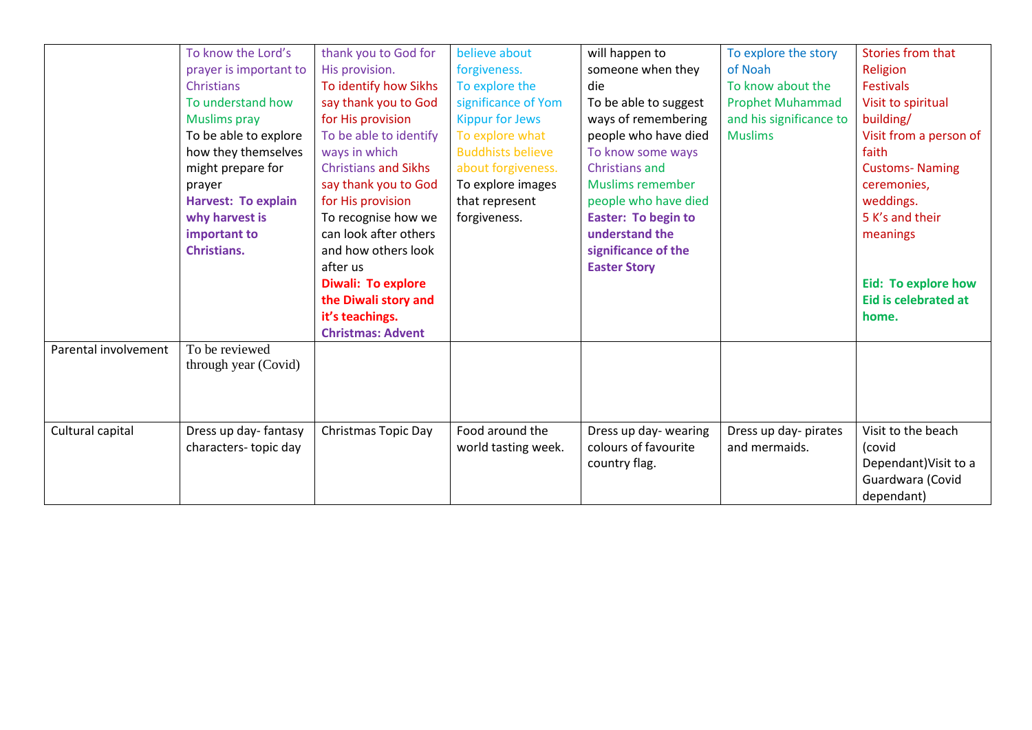| | | | | | | |
|---|---|---|---|---|---|---|
| | To know the Lord's prayer is important to Christians<br>To understand how Muslims pray<br>To be able to explore how they themselves might prepare for prayer<br>**Harvest: To explain why harvest is important to Christians.** | thank you to God for His provision.<br>To identify how Sikhs say thank you to God for His provision<br>To be able to identify ways in which Christians and Sikhs say thank you to God for His provision<br>To recognise how we can look after others and how others look after us<br>**Diwali: To explore the Diwali story and it's teachings.**<br>**Christmas: Advent** | believe about forgiveness.<br>To explore the significance of Yom Kippur for Jews<br>To explore what Buddhists believe about forgiveness.<br>To explore images that represent forgiveness. | will happen to someone when they die<br>To be able to suggest ways of remembering people who have died<br>To know some ways Christians and Muslims remember people who have died<br>**Easter: To begin to understand the significance of the Easter Story** | To explore the story of Noah<br>To know about the Prophet Muhammad and his significance to Muslims | Stories from that Religion<br>Festivals<br>Visit to spiritual building/<br>Visit from a person of faith<br>Customs- Naming ceremonies, weddings.<br>5 K's and their meanings<br><br>**Eid: To explore how Eid is celebrated at home.** |
| Parental involvement | To be reviewed through year (Covid) | | | | | |
| Cultural capital | Dress up day- fantasy characters- topic day | Christmas Topic Day | Food around the world tasting week. | Dress up day- wearing colours of favourite country flag. | Dress up day- pirates and mermaids. | Visit to the beach (covid Dependant)Visit to a Guardwara (Covid dependant) |